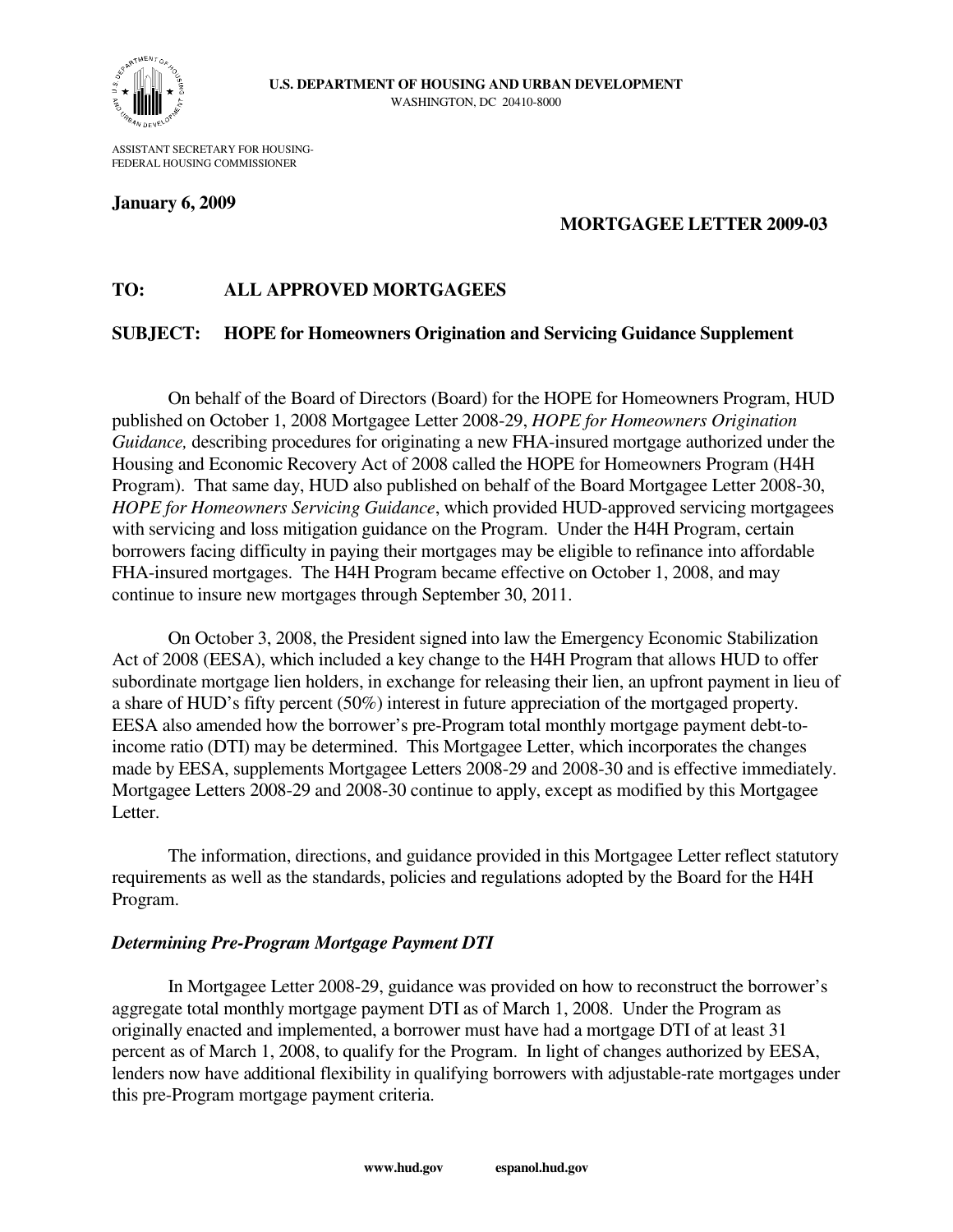**U.S. DEPARTMENT OF HOUSING AND URBAN DEVELOPMENT**
WASHINGTON, DC 20410-8000

ASSISTANT SECRETARY FOR HOUSING-
FEDERAL HOUSING COMMISSIONER

**January 6, 2009**

**MORTGAGEE LETTER 2009-03**

**TO: ALL APPROVED MORTGAGEES**

**SUBJECT: HOPE for Homeowners Origination and Servicing Guidance Supplement**

On behalf of the Board of Directors (Board) for the HOPE for Homeowners Program, HUD published on October 1, 2008 Mortgagee Letter 2008-29, *HOPE for Homeowners Origination Guidance,* describing procedures for originating a new FHA-insured mortgage authorized under the Housing and Economic Recovery Act of 2008 called the HOPE for Homeowners Program (H4H Program). That same day, HUD also published on behalf of the Board Mortgagee Letter 2008-30, *HOPE for Homeowners Servicing Guidance*, which provided HUD-approved servicing mortgagees with servicing and loss mitigation guidance on the Program. Under the H4H Program, certain borrowers facing difficulty in paying their mortgages may be eligible to refinance into affordable FHA-insured mortgages. The H4H Program became effective on October 1, 2008, and may continue to insure new mortgages through September 30, 2011.

On October 3, 2008, the President signed into law the Emergency Economic Stabilization Act of 2008 (EESA), which included a key change to the H4H Program that allows HUD to offer subordinate mortgage lien holders, in exchange for releasing their lien, an upfront payment in lieu of a share of HUD's fifty percent (50%) interest in future appreciation of the mortgaged property. EESA also amended how the borrower's pre-Program total monthly mortgage payment debt-to-income ratio (DTI) may be determined. This Mortgagee Letter, which incorporates the changes made by EESA, supplements Mortgagee Letters 2008-29 and 2008-30 and is effective immediately. Mortgagee Letters 2008-29 and 2008-30 continue to apply, except as modified by this Mortgagee Letter.

The information, directions, and guidance provided in this Mortgagee Letter reflect statutory requirements as well as the standards, policies and regulations adopted by the Board for the H4H Program.

***Determining Pre-Program Mortgage Payment DTI***

In Mortgagee Letter 2008-29, guidance was provided on how to reconstruct the borrower's aggregate total monthly mortgage payment DTI as of March 1, 2008. Under the Program as originally enacted and implemented, a borrower must have had a mortgage DTI of at least 31 percent as of March 1, 2008, to qualify for the Program. In light of changes authorized by EESA, lenders now have additional flexibility in qualifying borrowers with adjustable-rate mortgages under this pre-Program mortgage payment criteria.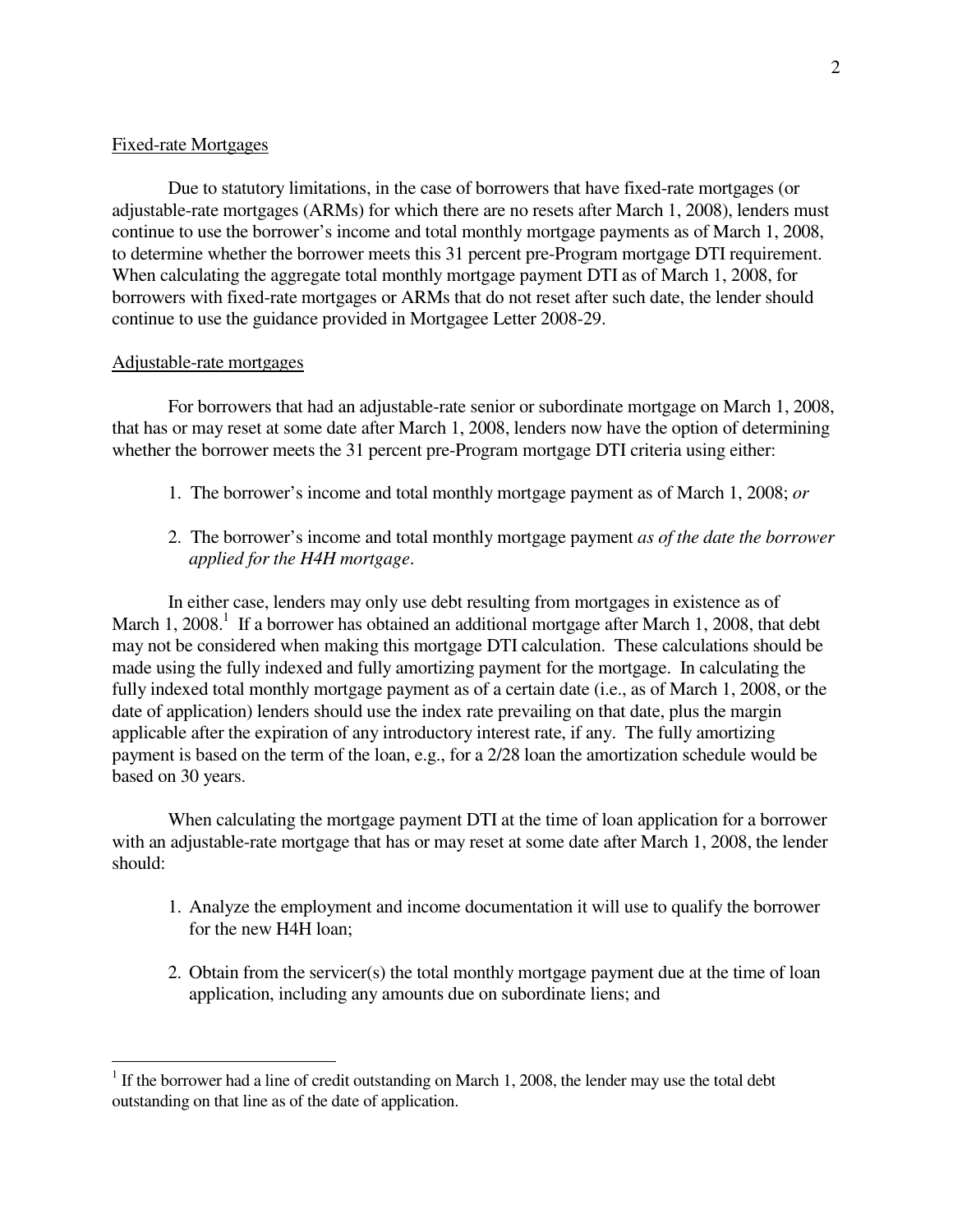Fixed-rate Mortgages

Due to statutory limitations, in the case of borrowers that have fixed-rate mortgages (or adjustable-rate mortgages (ARMs) for which there are no resets after March 1, 2008), lenders must continue to use the borrower's income and total monthly mortgage payments as of March 1, 2008, to determine whether the borrower meets this 31 percent pre-Program mortgage DTI requirement. When calculating the aggregate total monthly mortgage payment DTI as of March 1, 2008, for borrowers with fixed-rate mortgages or ARMs that do not reset after such date, the lender should continue to use the guidance provided in Mortgagee Letter 2008-29.

Adjustable-rate mortgages

For borrowers that had an adjustable-rate senior or subordinate mortgage on March 1, 2008, that has or may reset at some date after March 1, 2008, lenders now have the option of determining whether the borrower meets the 31 percent pre-Program mortgage DTI criteria using either:

1. The borrower's income and total monthly mortgage payment as of March 1, 2008; *or*
2. The borrower's income and total monthly mortgage payment *as of the date the borrower applied for the H4H mortgage*.

In either case, lenders may only use debt resulting from mortgages in existence as of March 1, 2008.[1] If a borrower has obtained an additional mortgage after March 1, 2008, that debt may not be considered when making this mortgage DTI calculation. These calculations should be made using the fully indexed and fully amortizing payment for the mortgage. In calculating the fully indexed total monthly mortgage payment as of a certain date (i.e., as of March 1, 2008, or the date of application) lenders should use the index rate prevailing on that date, plus the margin applicable after the expiration of any introductory interest rate, if any. The fully amortizing payment is based on the term of the loan, e.g., for a 2/28 loan the amortization schedule would be based on 30 years.

When calculating the mortgage payment DTI at the time of loan application for a borrower with an adjustable-rate mortgage that has or may reset at some date after March 1, 2008, the lender should:

1. Analyze the employment and income documentation it will use to qualify the borrower for the new H4H loan;
2. Obtain from the servicer(s) the total monthly mortgage payment due at the time of loan application, including any amounts due on subordinate liens; and

[1] If the borrower had a line of credit outstanding on March 1, 2008, the lender may use the total debt outstanding on that line as of the date of application.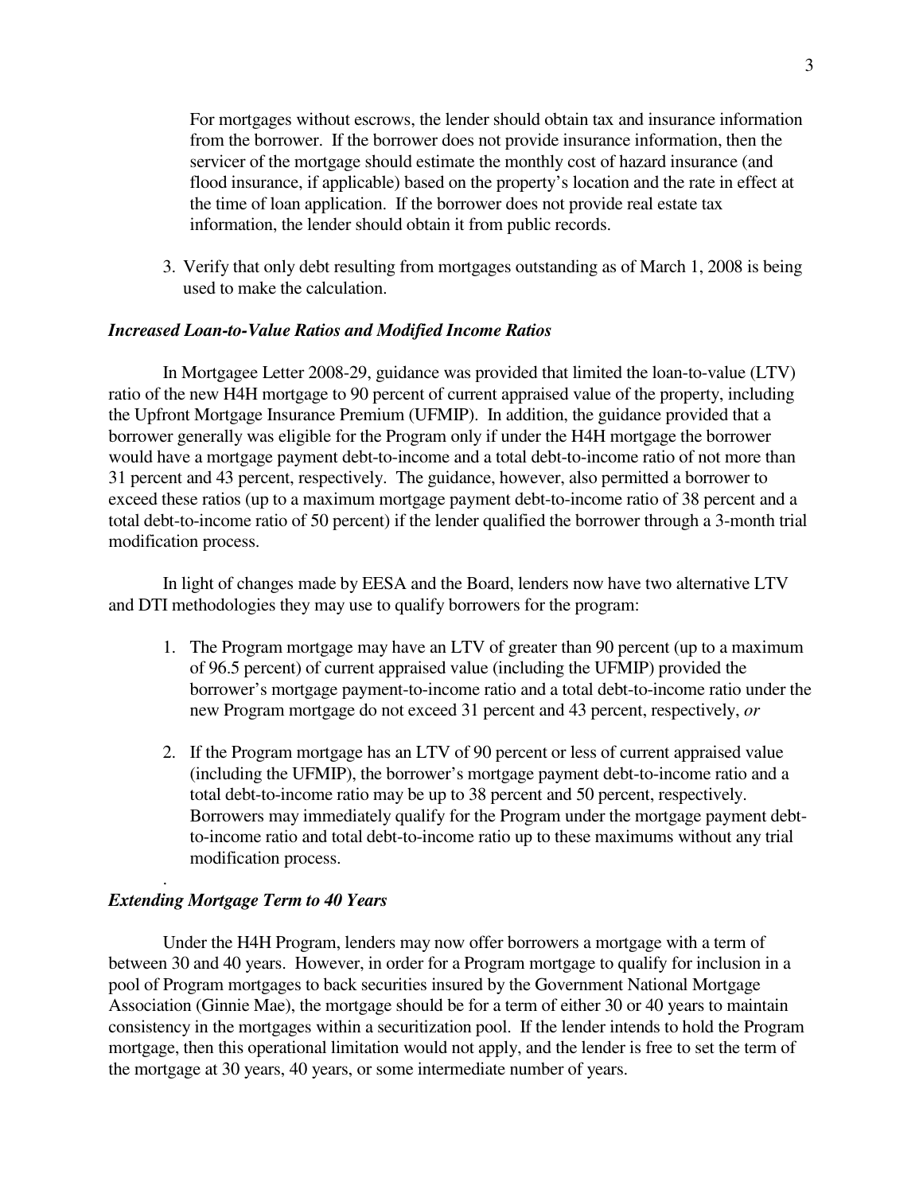For mortgages without escrows, the lender should obtain tax and insurance information from the borrower. If the borrower does not provide insurance information, then the servicer of the mortgage should estimate the monthly cost of hazard insurance (and flood insurance, if applicable) based on the property's location and the rate in effect at the time of loan application. If the borrower does not provide real estate tax information, the lender should obtain it from public records.

3. Verify that only debt resulting from mortgages outstanding as of March 1, 2008 is being used to make the calculation.

***Increased Loan-to-Value Ratios and Modified Income Ratios***

In Mortgagee Letter 2008-29, guidance was provided that limited the loan-to-value (LTV) ratio of the new H4H mortgage to 90 percent of current appraised value of the property, including the Upfront Mortgage Insurance Premium (UFMIP). In addition, the guidance provided that a borrower generally was eligible for the Program only if under the H4H mortgage the borrower would have a mortgage payment debt-to-income and a total debt-to-income ratio of not more than 31 percent and 43 percent, respectively. The guidance, however, also permitted a borrower to exceed these ratios (up to a maximum mortgage payment debt-to-income ratio of 38 percent and a total debt-to-income ratio of 50 percent) if the lender qualified the borrower through a 3-month trial modification process.

In light of changes made by EESA and the Board, lenders now have two alternative LTV and DTI methodologies they may use to qualify borrowers for the program:

1. The Program mortgage may have an LTV of greater than 90 percent (up to a maximum of 96.5 percent) of current appraised value (including the UFMIP) provided the borrower's mortgage payment-to-income ratio and a total debt-to-income ratio under the new Program mortgage do not exceed 31 percent and 43 percent, respectively, *or*

2. If the Program mortgage has an LTV of 90 percent or less of current appraised value (including the UFMIP), the borrower's mortgage payment debt-to-income ratio and a total debt-to-income ratio may be up to 38 percent and 50 percent, respectively. Borrowers may immediately qualify for the Program under the mortgage payment debt-to-income ratio and total debt-to-income ratio up to these maximums without any trial modification process.

***Extending Mortgage Term to 40 Years***

Under the H4H Program, lenders may now offer borrowers a mortgage with a term of between 30 and 40 years. However, in order for a Program mortgage to qualify for inclusion in a pool of Program mortgages to back securities insured by the Government National Mortgage Association (Ginnie Mae), the mortgage should be for a term of either 30 or 40 years to maintain consistency in the mortgages within a securitization pool. If the lender intends to hold the Program mortgage, then this operational limitation would not apply, and the lender is free to set the term of the mortgage at 30 years, 40 years, or some intermediate number of years.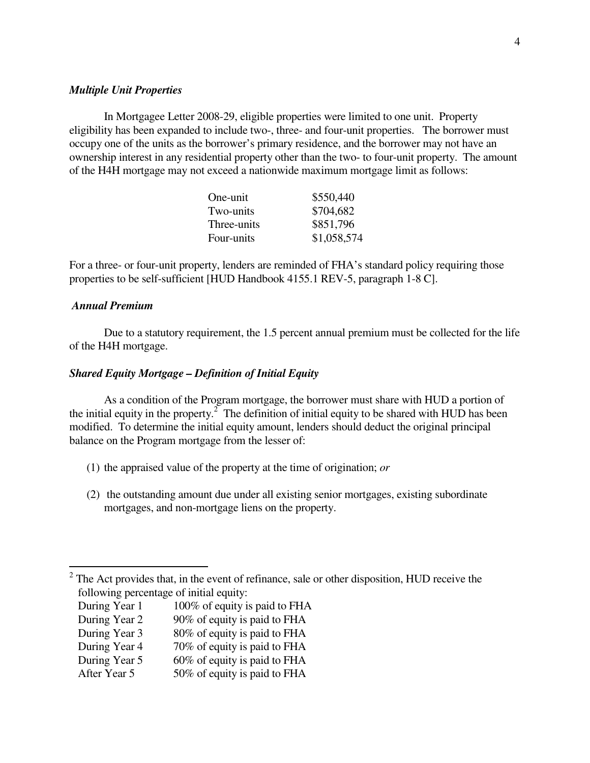### *Multiple Unit Properties*

In Mortgagee Letter 2008-29, eligible properties were limited to one unit. Property eligibility has been expanded to include two-, three- and four-unit properties. The borrower must occupy one of the units as the borrower's primary residence, and the borrower may not have an ownership interest in any residential property other than the two- to four-unit property. The amount of the H4H mortgage may not exceed a nationwide maximum mortgage limit as follows:

| | |
|---|---|
| One-unit | $550,440 |
| Two-units | $704,682 |
| Three-units | $851,796 |
| Four-units | $1,058,574 |

For a three- or four-unit property, lenders are reminded of FHA's standard policy requiring those properties to be self-sufficient [HUD Handbook 4155.1 REV-5, paragraph 1-8 C].

### *Annual Premium*

Due to a statutory requirement, the 1.5 percent annual premium must be collected for the life of the H4H mortgage.

### *Shared Equity Mortgage – Definition of Initial Equity*

As a condition of the Program mortgage, the borrower must share with HUD a portion of the initial equity in the property.[2] The definition of initial equity to be shared with HUD has been modified. To determine the initial equity amount, lenders should deduct the original principal balance on the Program mortgage from the lesser of:

(1) the appraised value of the property at the time of origination; *or*

(2) the outstanding amount due under all existing senior mortgages, existing subordinate mortgages, and non-mortgage liens on the property.

---

[2] The Act provides that, in the event of refinance, sale or other disposition, HUD receive the following percentage of initial equity:

| | |
|---|---|
| During Year 1 | 100% of equity is paid to FHA |
| During Year 2 | 90% of equity is paid to FHA |
| During Year 3 | 80% of equity is paid to FHA |
| During Year 4 | 70% of equity is paid to FHA |
| During Year 5 | 60% of equity is paid to FHA |
| After Year 5 | 50% of equity is paid to FHA |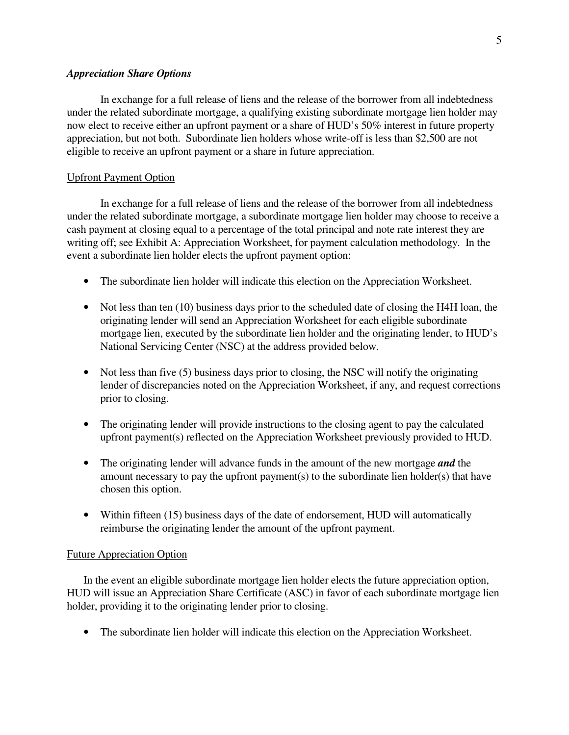### *Appreciation Share Options*

In exchange for a full release of liens and the release of the borrower from all indebtedness under the related subordinate mortgage, a qualifying existing subordinate mortgage lien holder may now elect to receive either an upfront payment or a share of HUD's 50% interest in future property appreciation, but not both. Subordinate lien holders whose write-off is less than $2,500 are not eligible to receive an upfront payment or a share in future appreciation.

#### Upfront Payment Option

In exchange for a full release of liens and the release of the borrower from all indebtedness under the related subordinate mortgage, a subordinate mortgage lien holder may choose to receive a cash payment at closing equal to a percentage of the total principal and note rate interest they are writing off; see Exhibit A: Appreciation Worksheet, for payment calculation methodology. In the event a subordinate lien holder elects the upfront payment option:

- The subordinate lien holder will indicate this election on the Appreciation Worksheet.
- Not less than ten (10) business days prior to the scheduled date of closing the H4H loan, the originating lender will send an Appreciation Worksheet for each eligible subordinate mortgage lien, executed by the subordinate lien holder and the originating lender, to HUD's National Servicing Center (NSC) at the address provided below.
- Not less than five (5) business days prior to closing, the NSC will notify the originating lender of discrepancies noted on the Appreciation Worksheet, if any, and request corrections prior to closing.
- The originating lender will provide instructions to the closing agent to pay the calculated upfront payment(s) reflected on the Appreciation Worksheet previously provided to HUD.
- The originating lender will advance funds in the amount of the new mortgage ***and*** the amount necessary to pay the upfront payment(s) to the subordinate lien holder(s) that have chosen this option.
- Within fifteen (15) business days of the date of endorsement, HUD will automatically reimburse the originating lender the amount of the upfront payment.

#### Future Appreciation Option

In the event an eligible subordinate mortgage lien holder elects the future appreciation option, HUD will issue an Appreciation Share Certificate (ASC) in favor of each subordinate mortgage lien holder, providing it to the originating lender prior to closing.

- The subordinate lien holder will indicate this election on the Appreciation Worksheet.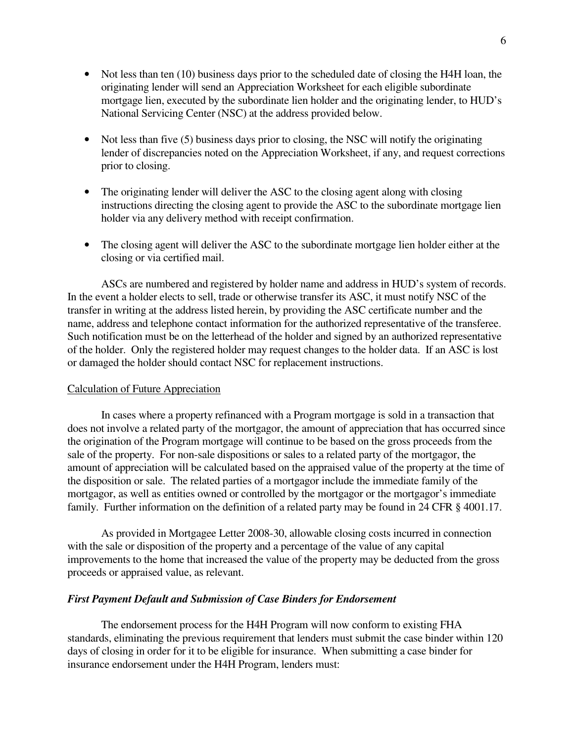- Not less than ten (10) business days prior to the scheduled date of closing the H4H loan, the originating lender will send an Appreciation Worksheet for each eligible subordinate mortgage lien, executed by the subordinate lien holder and the originating lender, to HUD's National Servicing Center (NSC) at the address provided below.

- Not less than five (5) business days prior to closing, the NSC will notify the originating lender of discrepancies noted on the Appreciation Worksheet, if any, and request corrections prior to closing.

- The originating lender will deliver the ASC to the closing agent along with closing instructions directing the closing agent to provide the ASC to the subordinate mortgage lien holder via any delivery method with receipt confirmation.

- The closing agent will deliver the ASC to the subordinate mortgage lien holder either at the closing or via certified mail.

ASCs are numbered and registered by holder name and address in HUD's system of records. In the event a holder elects to sell, trade or otherwise transfer its ASC, it must notify NSC of the transfer in writing at the address listed herein, by providing the ASC certificate number and the name, address and telephone contact information for the authorized representative of the transferee. Such notification must be on the letterhead of the holder and signed by an authorized representative of the holder. Only the registered holder may request changes to the holder data. If an ASC is lost or damaged the holder should contact NSC for replacement instructions.

<u>Calculation of Future Appreciation</u>

In cases where a property refinanced with a Program mortgage is sold in a transaction that does not involve a related party of the mortgagor, the amount of appreciation that has occurred since the origination of the Program mortgage will continue to be based on the gross proceeds from the sale of the property. For non-sale dispositions or sales to a related party of the mortgagor, the amount of appreciation will be calculated based on the appraised value of the property at the time of the disposition or sale. The related parties of a mortgagor include the immediate family of the mortgagor, as well as entities owned or controlled by the mortgagor or the mortgagor's immediate family. Further information on the definition of a related party may be found in 24 CFR § 4001.17.

As provided in Mortgagee Letter 2008-30, allowable closing costs incurred in connection with the sale or disposition of the property and a percentage of the value of any capital improvements to the home that increased the value of the property may be deducted from the gross proceeds or appraised value, as relevant.

***First Payment Default and Submission of Case Binders for Endorsement***

The endorsement process for the H4H Program will now conform to existing FHA standards, eliminating the previous requirement that lenders must submit the case binder within 120 days of closing in order for it to be eligible for insurance. When submitting a case binder for insurance endorsement under the H4H Program, lenders must: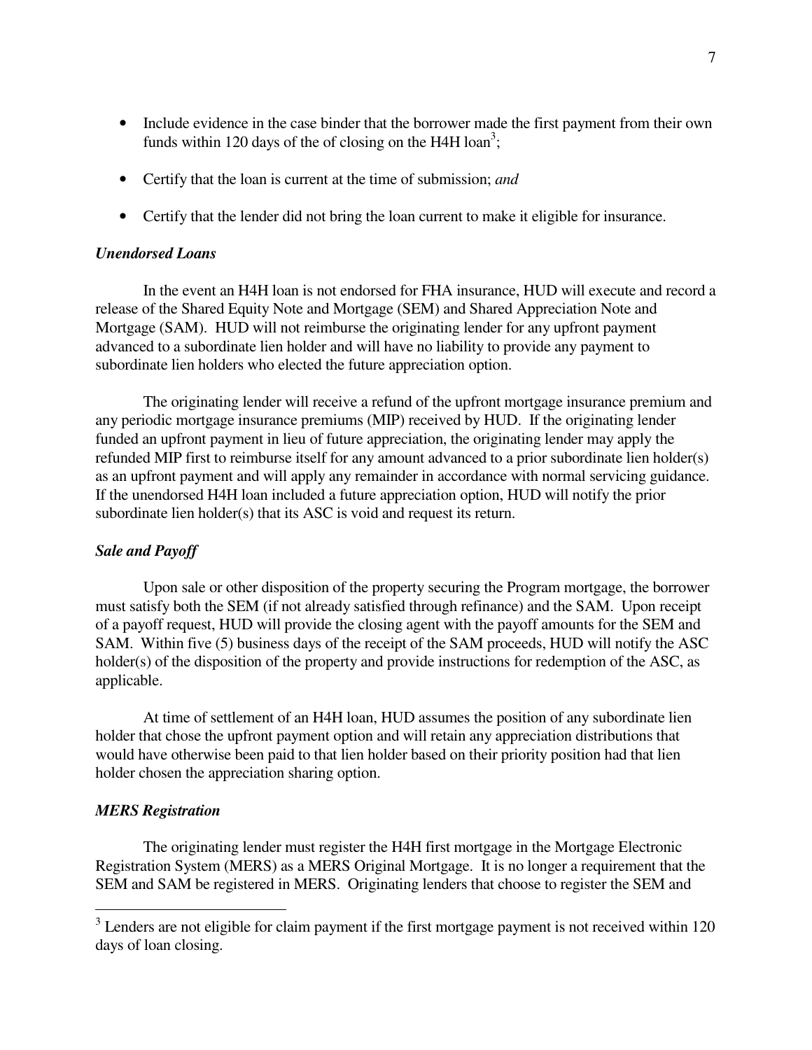- Include evidence in the case binder that the borrower made the first payment from their own funds within 120 days of the of closing on the H4H loan[3];
- Certify that the loan is current at the time of submission; *and*
- Certify that the lender did not bring the loan current to make it eligible for insurance.

***Unendorsed Loans***

In the event an H4H loan is not endorsed for FHA insurance, HUD will execute and record a release of the Shared Equity Note and Mortgage (SEM) and Shared Appreciation Note and Mortgage (SAM). HUD will not reimburse the originating lender for any upfront payment advanced to a subordinate lien holder and will have no liability to provide any payment to subordinate lien holders who elected the future appreciation option.

The originating lender will receive a refund of the upfront mortgage insurance premium and any periodic mortgage insurance premiums (MIP) received by HUD. If the originating lender funded an upfront payment in lieu of future appreciation, the originating lender may apply the refunded MIP first to reimburse itself for any amount advanced to a prior subordinate lien holder(s) as an upfront payment and will apply any remainder in accordance with normal servicing guidance. If the unendorsed H4H loan included a future appreciation option, HUD will notify the prior subordinate lien holder(s) that its ASC is void and request its return.

***Sale and Payoff***

Upon sale or other disposition of the property securing the Program mortgage, the borrower must satisfy both the SEM (if not already satisfied through refinance) and the SAM. Upon receipt of a payoff request, HUD will provide the closing agent with the payoff amounts for the SEM and SAM. Within five (5) business days of the receipt of the SAM proceeds, HUD will notify the ASC holder(s) of the disposition of the property and provide instructions for redemption of the ASC, as applicable.

At time of settlement of an H4H loan, HUD assumes the position of any subordinate lien holder that chose the upfront payment option and will retain any appreciation distributions that would have otherwise been paid to that lien holder based on their priority position had that lien holder chosen the appreciation sharing option.

***MERS Registration***

The originating lender must register the H4H first mortgage in the Mortgage Electronic Registration System (MERS) as a MERS Original Mortgage. It is no longer a requirement that the SEM and SAM be registered in MERS. Originating lenders that choose to register the SEM and

[3] Lenders are not eligible for claim payment if the first mortgage payment is not received within 120 days of loan closing.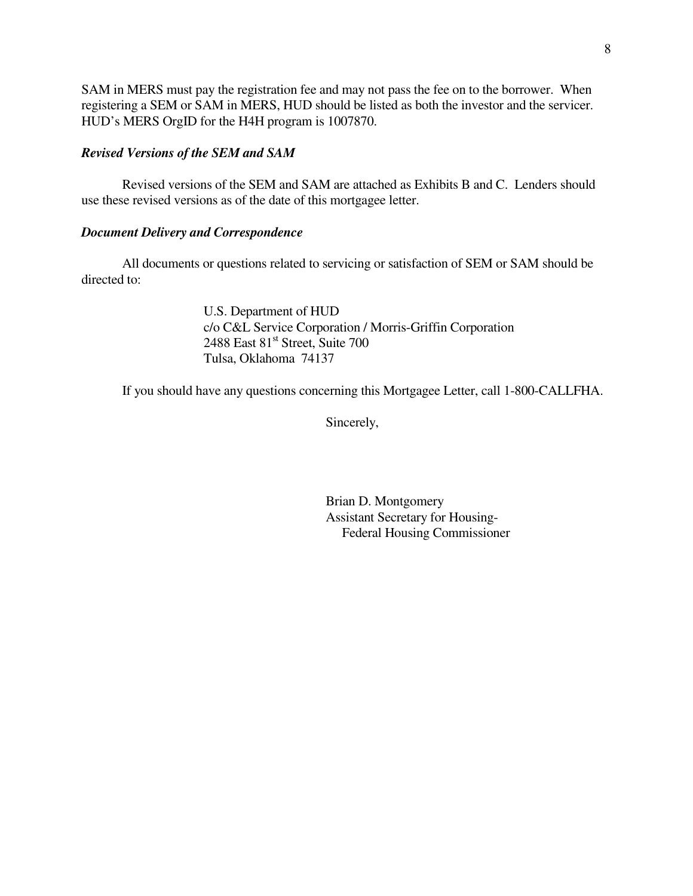SAM in MERS must pay the registration fee and may not pass the fee on to the borrower. When registering a SEM or SAM in MERS, HUD should be listed as both the investor and the servicer. HUD's MERS OrgID for the H4H program is 1007870.

***Revised Versions of the SEM and SAM***

Revised versions of the SEM and SAM are attached as Exhibits B and C. Lenders should use these revised versions as of the date of this mortgagee letter.

***Document Delivery and Correspondence***

All documents or questions related to servicing or satisfaction of SEM or SAM should be directed to:

U.S. Department of HUD
c/o C&L Service Corporation / Morris-Griffin Corporation
2488 East 81st Street, Suite 700
Tulsa, Oklahoma 74137

If you should have any questions concerning this Mortgagee Letter, call 1-800-CALLFHA.

Sincerely,

Brian D. Montgomery
Assistant Secretary for Housing-
Federal Housing Commissioner